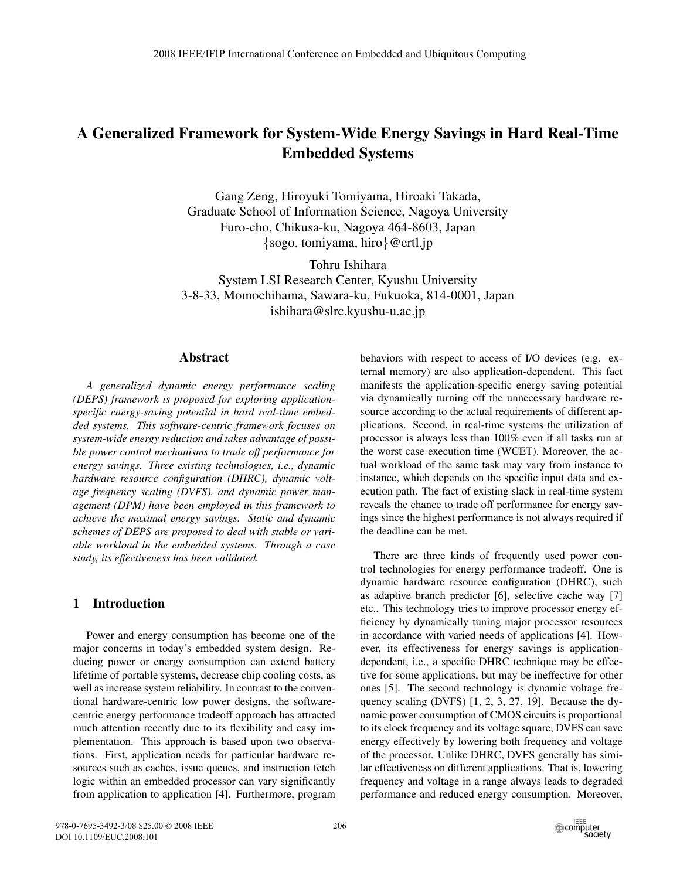# A Generalized Framework for System-Wide Energy Savings in Hard Real-Time Embedded Systems

Gang Zeng, Hiroyuki Tomiyama, Hiroaki Takada,
Graduate School of Information Science, Nagoya University
Furo-cho, Chikusa-ku, Nagoya 464-8603, Japan
{sogo, tomiyama, hiro}@ertl.jp

Tohru Ishihara
System LSI Research Center, Kyushu University
3-8-33, Momochihama, Sawara-ku, Fukuoka, 814-0001, Japan
ishihara@slrc.kyushu-u.ac.jp

## Abstract

*A generalized dynamic energy performance scaling (DEPS) framework is proposed for exploring application-specific energy-saving potential in hard real-time embedded systems. This software-centric framework focuses on system-wide energy reduction and takes advantage of possible power control mechanisms to trade off performance for energy savings. Three existing technologies, i.e., dynamic hardware resource configuration (DHRC), dynamic voltage frequency scaling (DVFS), and dynamic power management (DPM) have been employed in this framework to achieve the maximal energy savings. Static and dynamic schemes of DEPS are proposed to deal with stable or variable workload in the embedded systems. Through a case study, its effectiveness has been validated.*

## 1 Introduction

Power and energy consumption has become one of the major concerns in today's embedded system design. Reducing power or energy consumption can extend battery lifetime of portable systems, decrease chip cooling costs, as well as increase system reliability. In contrast to the conventional hardware-centric low power designs, the software-centric energy performance tradeoff approach has attracted much attention recently due to its flexibility and easy implementation. This approach is based upon two observations. First, application needs for particular hardware resources such as caches, issue queues, and instruction fetch logic within an embedded processor can vary significantly from application to application [4]. Furthermore, program behaviors with respect to access of I/O devices (e.g. external memory) are also application-dependent. This fact manifests the application-specific energy saving potential via dynamically turning off the unnecessary hardware resource according to the actual requirements of different applications. Second, in real-time systems the utilization of processor is always less than 100% even if all tasks run at the worst case execution time (WCET). Moreover, the actual workload of the same task may vary from instance to instance, which depends on the specific input data and execution path. The fact of existing slack in real-time system reveals the chance to trade off performance for energy savings since the highest performance is not always required if the deadline can be met.

There are three kinds of frequently used power control technologies for energy performance tradeoff. One is dynamic hardware resource configuration (DHRC), such as adaptive branch predictor [6], selective cache way [7] etc.. This technology tries to improve processor energy efficiency by dynamically tuning major processor resources in accordance with varied needs of applications [4]. However, its effectiveness for energy savings is application-dependent, i.e., a specific DHRC technique may be effective for some applications, but may be ineffective for other ones [5]. The second technology is dynamic voltage frequency scaling (DVFS) [1, 2, 3, 27, 19]. Because the dynamic power consumption of CMOS circuits is proportional to its clock frequency and its voltage square, DVFS can save energy effectively by lowering both frequency and voltage of the processor. Unlike DHRC, DVFS generally has similar effectiveness on different applications. That is, lowering frequency and voltage in a range always leads to degraded performance and reduced energy consumption. Moreover,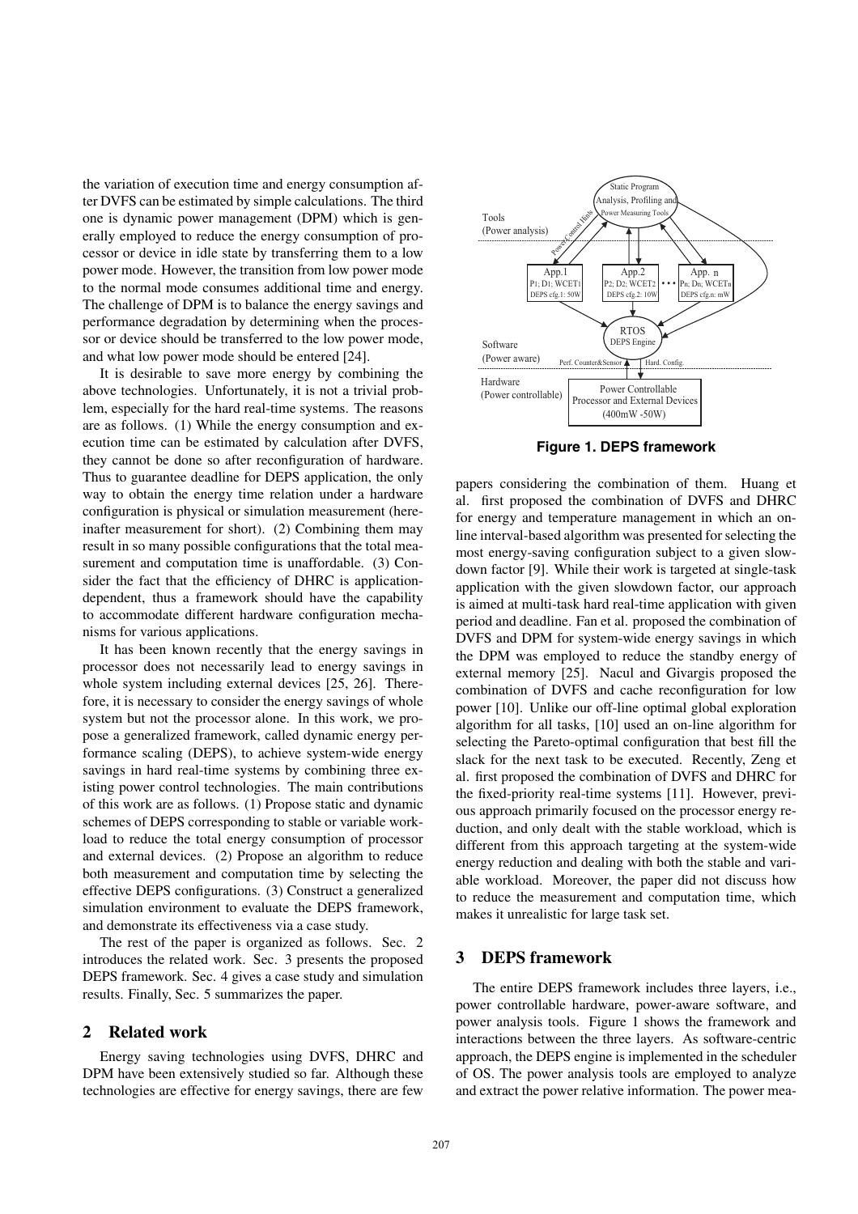the variation of execution time and energy consumption after DVFS can be estimated by simple calculations. The third one is dynamic power management (DPM) which is generally employed to reduce the energy consumption of processor or device in idle state by transferring them to a low power mode. However, the transition from low power mode to the normal mode consumes additional time and energy. The challenge of DPM is to balance the energy savings and performance degradation by determining when the processor or device should be transferred to the low power mode, and what low power mode should be entered [24].

It is desirable to save more energy by combining the above technologies. Unfortunately, it is not a trivial problem, especially for the hard real-time systems. The reasons are as follows. (1) While the energy consumption and execution time can be estimated by calculation after DVFS, they cannot be done so after reconfiguration of hardware. Thus to guarantee deadline for DEPS application, the only way to obtain the energy time relation under a hardware configuration is physical or simulation measurement (hereinafter measurement for short). (2) Combining them may result in so many possible configurations that the total measurement and computation time is unaffordable. (3) Consider the fact that the efficiency of DHRC is application-dependent, thus a framework should have the capability to accommodate different hardware configuration mechanisms for various applications.

It has been known recently that the energy savings in processor does not necessarily lead to energy savings in whole system including external devices [25, 26]. Therefore, it is necessary to consider the energy savings of whole system but not the processor alone. In this work, we propose a generalized framework, called dynamic energy performance scaling (DEPS), to achieve system-wide energy savings in hard real-time systems by combining three existing power control technologies. The main contributions of this work are as follows. (1) Propose static and dynamic schemes of DEPS corresponding to stable or variable workload to reduce the total energy consumption of processor and external devices. (2) Propose an algorithm to reduce both measurement and computation time by selecting the effective DEPS configurations. (3) Construct a generalized simulation environment to evaluate the DEPS framework, and demonstrate its effectiveness via a case study.

The rest of the paper is organized as follows. Sec. 2 introduces the related work. Sec. 3 presents the proposed DEPS framework. Sec. 4 gives a case study and simulation results. Finally, Sec. 5 summarizes the paper.

## 2 Related work

Energy saving technologies using DVFS, DHRC and DPM have been extensively studied so far. Although these technologies are effective for energy savings, there are few papers considering the combination of them. Huang et al. first proposed the combination of DVFS and DHRC for energy and temperature management in which an on-line interval-based algorithm was presented for selecting the most energy-saving configuration subject to a given slowdown factor [9]. While their work is targeted at single-task application with the given slowdown factor, our approach is aimed at multi-task hard real-time application with given period and deadline. Fan et al. proposed the combination of DVFS and DPM for system-wide energy savings in which the DPM was employed to reduce the standby energy of external memory [25]. Nacul and Givargis proposed the combination of DVFS and cache reconfiguration for low power [10]. Unlike our off-line optimal global exploration algorithm for all tasks, [10] used an on-line algorithm for selecting the Pareto-optimal configuration that best fill the slack for the next task to be executed. Recently, Zeng et al. first proposed the combination of DVFS and DHRC for the fixed-priority real-time systems [11]. However, previous approach primarily focused on the processor energy reduction, and only dealt with the stable workload, which is different from this approach targeting at the system-wide energy reduction and dealing with both the stable and variable workload. Moreover, the paper did not discuss how to reduce the measurement and computation time, which makes it unrealistic for large task set.

Figure 1. DEPS framework

## 3 DEPS framework

The entire DEPS framework includes three layers, i.e., power controllable hardware, power-aware software, and power analysis tools. Figure 1 shows the framework and interactions between the three layers. As software-centric approach, the DEPS engine is implemented in the scheduler of OS. The power analysis tools are employed to analyze and extract the power relative information. The power mea-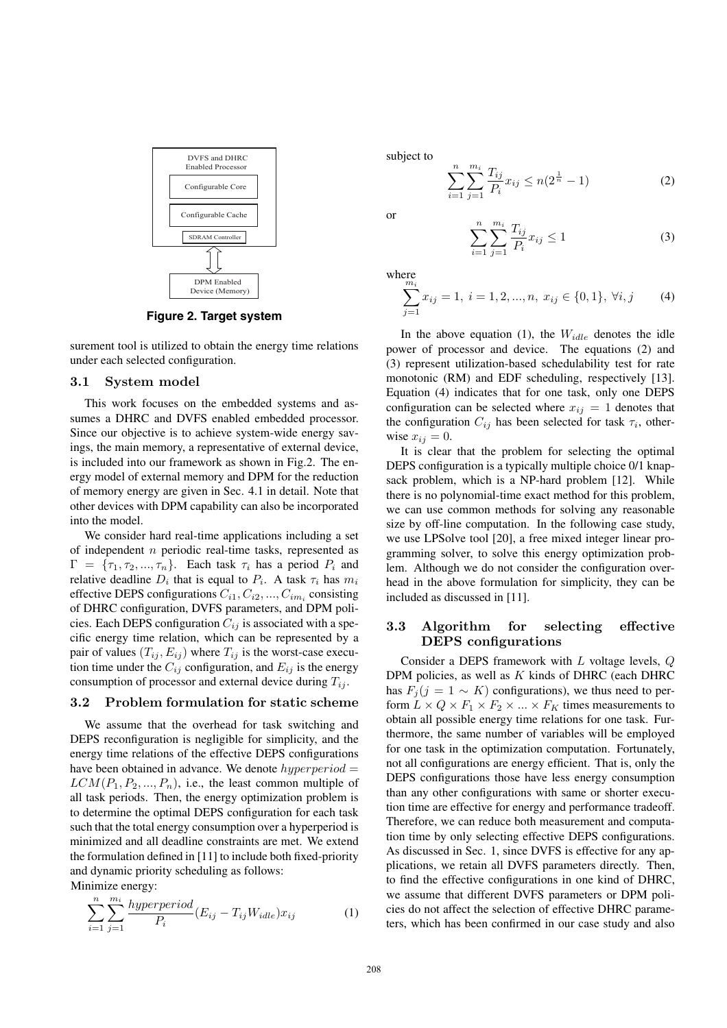DVFS and DHRC Enabled Processor

Configurable Core

Configurable Cache

SDRAM Controller

DPM Enabled Device (Memory)

**Figure 2. Target system**

surement tool is utilized to obtain the energy time relations under each selected configuration.

### 3.1 System model

This work focuses on the embedded systems and assumes a DHRC and DVFS enabled embedded processor. Since our objective is to achieve system-wide energy savings, the main memory, a representative of external device, is included into our framework as shown in Fig.2. The energy model of external memory and DPM for the reduction of memory energy are given in Sec. 4.1 in detail. Note that other devices with DPM capability can also be incorporated into the model.

We consider hard real-time applications including a set of independent $n$ periodic real-time tasks, represented as $\Gamma = \{\tau_1, \tau_2, ..., \tau_n\}$. Each task $\tau_i$ has a period $P_i$ and relative deadline $D_i$ that is equal to $P_i$. A task $\tau_i$ has $m_i$ effective DEPS configurations $C_{i1}, C_{i2}, ..., C_{im_i}$ consisting of DHRC configuration, DVFS parameters, and DPM policies. Each DEPS configuration $C_{ij}$ is associated with a specific energy time relation, which can be represented by a pair of values $(T_{ij}, E_{ij})$ where $T_{ij}$ is the worst-case execution time under the $C_{ij}$ configuration, and $E_{ij}$ is the energy consumption of processor and external device during $T_{ij}$.

### 3.2 Problem formulation for static scheme

We assume that the overhead for task switching and DEPS reconfiguration is negligible for simplicity, and the energy time relations of the effective DEPS configurations have been obtained in advance. We denote $hyperperiod = LCM(P_1, P_2, ..., P_n)$, i.e., the least common multiple of all task periods. Then, the energy optimization problem is to determine the optimal DEPS configuration for each task such that the total energy consumption over a hyperperiod is minimized and all deadline constraints are met. We extend the formulation defined in [11] to include both fixed-priority and dynamic priority scheduling as follows:

Minimize energy:

$$\sum_{i=1}^{n}\sum_{j=1}^{m_i} \frac{hyperperiod}{P_i}(E_{ij} - T_{ij}W_{idle})x_{ij} \tag{1}$$

subject to

$$\sum_{i=1}^{n}\sum_{j=1}^{m_i} \frac{T_{ij}}{P_i}x_{ij} \le n(2^{\frac{1}{n}} - 1) \tag{2}$$

or

$$\sum_{i=1}^{n}\sum_{j=1}^{m_i} \frac{T_{ij}}{P_i}x_{ij} \le 1 \tag{3}$$

where

$$\sum_{j=1}^{m_i} x_{ij} = 1,\ i = 1, 2, ..., n,\ x_{ij} \in \{0, 1\},\ \forall i, j \tag{4}$$

In the above equation (1), the $W_{idle}$ denotes the idle power of processor and device. The equations (2) and (3) represent utilization-based schedulability test for rate monotonic (RM) and EDF scheduling, respectively [13]. Equation (4) indicates that for one task, only one DEPS configuration can be selected where $x_{ij} = 1$ denotes that the configuration $C_{ij}$ has been selected for task $\tau_i$, otherwise $x_{ij} = 0$.

It is clear that the problem for selecting the optimal DEPS configuration is a typically multiple choice 0/1 knapsack problem, which is a NP-hard problem [12]. While there is no polynomial-time exact method for this problem, we can use common methods for solving any reasonable size by off-line computation. In the following case study, we use LPSolve tool [20], a free mixed integer linear programming solver, to solve this energy optimization problem. Although we do not consider the configuration overhead in the above formulation for simplicity, they can be included as discussed in [11].

### 3.3 Algorithm for selecting effective DEPS configurations

Consider a DEPS framework with $L$ voltage levels, $Q$ DPM policies, as well as $K$ kinds of DHRC (each DHRC has $F_j (j = 1 \sim K)$ configurations), we thus need to perform $L \times Q \times F_1 \times F_2 \times ... \times F_K$ times measurements to obtain all possible energy time relations for one task. Furthermore, the same number of variables will be employed for one task in the optimization computation. Fortunately, not all configurations are energy efficient. That is, only the DEPS configurations those have less energy consumption than any other configurations with same or shorter execution time are effective for energy and performance tradeoff. Therefore, we can reduce both measurement and computation time by only selecting effective DEPS configurations. As discussed in Sec. 1, since DVFS is effective for any applications, we retain all DVFS parameters directly. Then, to find the effective configurations in one kind of DHRC, we assume that different DVFS parameters or DPM policies do not affect the selection of effective DHRC parameters, which has been confirmed in our case study and also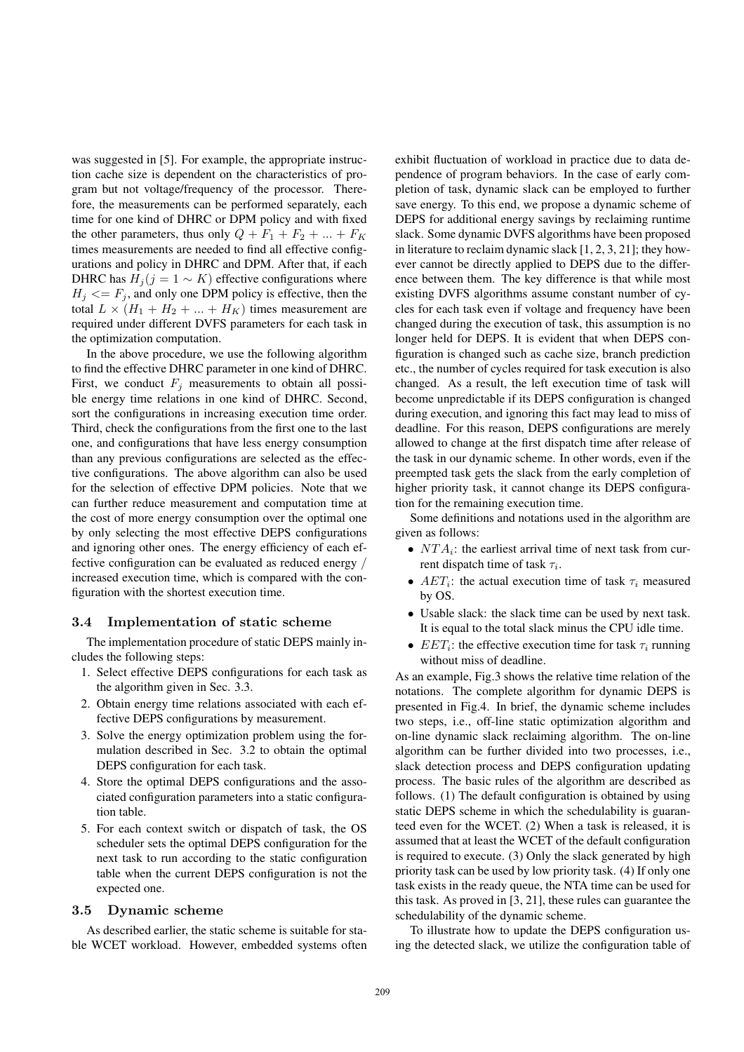was suggested in [5]. For example, the appropriate instruction cache size is dependent on the characteristics of program but not voltage/frequency of the processor. Therefore, the measurements can be performed separately, each time for one kind of DHRC or DPM policy and with fixed the other parameters, thus only $Q + F_1 + F_2 + ... + F_K$ times measurements are needed to find all effective configurations and policy in DHRC and DPM. After that, if each DHRC has $H_j (j = 1 \sim K)$ effective configurations where $H_j <= F_j$, and only one DPM policy is effective, then the total $L \times (H_1 + H_2 + ... + H_K)$ times measurement are required under different DVFS parameters for each task in the optimization computation.

In the above procedure, we use the following algorithm to find the effective DHRC parameter in one kind of DHRC. First, we conduct $F_j$ measurements to obtain all possible energy time relations in one kind of DHRC. Second, sort the configurations in increasing execution time order. Third, check the configurations from the first one to the last one, and configurations that have less energy consumption than any previous configurations are selected as the effective configurations. The above algorithm can also be used for the selection of effective DPM policies. Note that we can further reduce measurement and computation time at the cost of more energy consumption over the optimal one by only selecting the most effective DEPS configurations and ignoring other ones. The energy efficiency of each effective configuration can be evaluated as reduced energy / increased execution time, which is compared with the configuration with the shortest execution time.

### 3.4 Implementation of static scheme

The implementation procedure of static DEPS mainly includes the following steps:

1. Select effective DEPS configurations for each task as the algorithm given in Sec. 3.3.
2. Obtain energy time relations associated with each effective DEPS configurations by measurement.
3. Solve the energy optimization problem using the formulation described in Sec. 3.2 to obtain the optimal DEPS configuration for each task.
4. Store the optimal DEPS configurations and the associated configuration parameters into a static configuration table.
5. For each context switch or dispatch of task, the OS scheduler sets the optimal DEPS configuration for the next task to run according to the static configuration table when the current DEPS configuration is not the expected one.

### 3.5 Dynamic scheme

As described earlier, the static scheme is suitable for stable WCET workload. However, embedded systems often exhibit fluctuation of workload in practice due to data dependence of program behaviors. In the case of early completion of task, dynamic slack can be employed to further save energy. To this end, we propose a dynamic scheme of DEPS for additional energy savings by reclaiming runtime slack. Some dynamic DVFS algorithms have been proposed in literature to reclaim dynamic slack [1, 2, 3, 21]; they however cannot be directly applied to DEPS due to the difference between them. The key difference is that while most existing DVFS algorithms assume constant number of cycles for each task even if voltage and frequency have been changed during the execution of task, this assumption is no longer held for DEPS. It is evident that when DEPS configuration is changed such as cache size, branch prediction etc., the number of cycles required for task execution is also changed. As a result, the left execution time of task will become unpredictable if its DEPS configuration is changed during execution, and ignoring this fact may lead to miss of deadline. For this reason, DEPS configurations are merely allowed to change at the first dispatch time after release of the task in our dynamic scheme. In other words, even if the preempted task gets the slack from the early completion of higher priority task, it cannot change its DEPS configuration for the remaining execution time.

Some definitions and notations used in the algorithm are given as follows:

- $NTA_i$: the earliest arrival time of next task from current dispatch time of task $\tau_i$.
- $AET_i$: the actual execution time of task $\tau_i$ measured by OS.
- Usable slack: the slack time can be used by next task. It is equal to the total slack minus the CPU idle time.
- $EET_i$: the effective execution time for task $\tau_i$ running without miss of deadline.

As an example, Fig.3 shows the relative time relation of the notations. The complete algorithm for dynamic DEPS is presented in Fig.4. In brief, the dynamic scheme includes two steps, i.e., off-line static optimization algorithm and on-line dynamic slack reclaiming algorithm. The on-line algorithm can be further divided into two processes, i.e., slack detection process and DEPS configuration updating process. The basic rules of the algorithm are described as follows. (1) The default configuration is obtained by using static DEPS scheme in which the schedulability is guaranteed even for the WCET. (2) When a task is released, it is assumed that at least the WCET of the default configuration is required to execute. (3) Only the slack generated by high priority task can be used by low priority task. (4) If only one task exists in the ready queue, the NTA time can be used for this task. As proved in [3, 21], these rules can guarantee the schedulability of the dynamic scheme.

To illustrate how to update the DEPS configuration using the detected slack, we utilize the configuration table of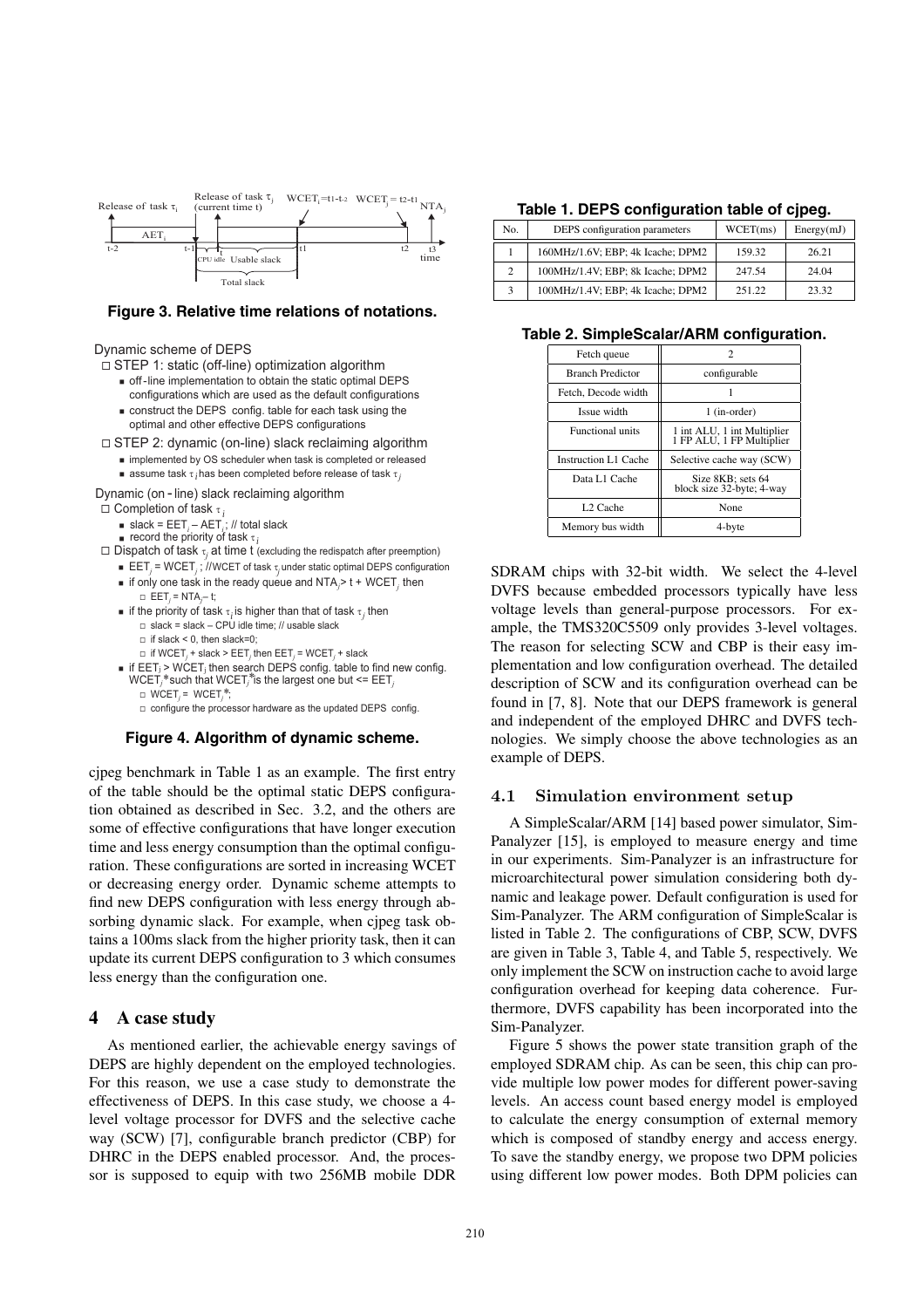Figure 3. Relative time relations of notations.

Dynamic scheme of DEPS

- STEP 1: static (off-line) optimization algorithm
  - off-line implementation to obtain the static optimal DEPS configurations which are used as the default configurations
  - construct the DEPS config. table for each task using the optimal and other effective DEPS configurations
- STEP 2: dynamic (on-line) slack reclaiming algorithm
  - implemented by OS scheduler when task is completed or released
  - assume task $\tau_i$ has been completed before release of task $\tau_j$

Dynamic (on-line) slack reclaiming algorithm

- Completion of task $\tau_i$
  - slack = $EET_i - AET_i$; // total slack
  - record the priority of task $\tau_i$
- Dispatch of task $\tau_j$ at time t (excluding the redispatch after preemption)
  - $EET_j = WCET_j$; //WCET of task $\tau_j$ under static optimal DEPS configuration
  - if only one task in the ready queue and $NTA_j > t + WCET_j$ then
    - $EET_j = NTA_j - t$;
  - if the priority of task $\tau_i$ is higher than that of task $\tau_j$ then
    - slack = slack – CPU idle time; // usable slack
    - if slack < 0, then slack=0;
    - if $WCET_j$ + slack > $EET_j$ then $EET_j = WCET_j$ + slack
  - if $EET_j > WCET_j$ then search DEPS config. table to find new config. $WCET_j^*$ such that $WCET_j^*$ is the largest one but <= $EET_j$
    - $WCET_j = WCET_j^*$;
    - configure the processor hardware as the updated DEPS config.

Figure 4. Algorithm of dynamic scheme.

cjpeg benchmark in Table 1 as an example. The first entry of the table should be the optimal static DEPS configuration obtained as described in Sec. 3.2, and the others are some of effective configurations that have longer execution time and less energy consumption than the optimal configuration. These configurations are sorted in increasing WCET or decreasing energy order. Dynamic scheme attempts to find new DEPS configuration with less energy through absorbing dynamic slack. For example, when cjpeg task obtains a 100ms slack from the higher priority task, then it can update its current DEPS configuration to 3 which consumes less energy than the configuration one.

## 4 A case study

As mentioned earlier, the achievable energy savings of DEPS are highly dependent on the employed technologies. For this reason, we use a case study to demonstrate the effectiveness of DEPS. In this case study, we choose a 4-level voltage processor for DVFS and the selective cache way (SCW) [7], configurable branch predictor (CBP) for DHRC in the DEPS enabled processor. And, the processor is supposed to equip with two 256MB mobile DDR SDRAM chips with 32-bit width. We select the 4-level DVFS because embedded processors typically have less voltage levels than general-purpose processors. For example, the TMS320C5509 only provides 3-level voltages. The reason for selecting SCW and CBP is their easy implementation and low configuration overhead. The detailed description of SCW and its configuration overhead can be found in [7, 8]. Note that our DEPS framework is general and independent of the employed DHRC and DVFS technologies. We simply choose the above technologies as an example of DEPS.

**Table 1. DEPS configuration table of cjpeg.**

| No. | DEPS configuration parameters | WCET(ms) | Energy(mJ) |
|---|---|---|---|
| 1 | 160MHz/1.6V; EBP; 4k Icache; DPM2 | 159.32 | 26.21 |
| 2 | 100MHz/1.4V; EBP; 8k Icache; DPM2 | 247.54 | 24.04 |
| 3 | 100MHz/1.4V; EBP; 4k Icache; DPM2 | 251.22 | 23.32 |

**Table 2. SimpleScalar/ARM configuration.**

| Fetch queue | 2 |
|---|---|
| Branch Predictor | configurable |
| Fetch, Decode width | 1 |
| Issue width | 1 (in-order) |
| Functional units | 1 int ALU, 1 int Multiplier 1 FP ALU, 1 FP Multiplier |
| Instruction L1 Cache | Selective cache way (SCW) |
| Data L1 Cache | Size 8KB; sets 64 block size 32-byte; 4-way |
| L2 Cache | None |
| Memory bus width | 4-byte |

### 4.1 Simulation environment setup

A SimpleScalar/ARM [14] based power simulator, Sim-Panalyzer [15], is employed to measure energy and time in our experiments. Sim-Panalyzer is an infrastructure for microarchitectural power simulation considering both dynamic and leakage power. Default configuration is used for Sim-Panalyzer. The ARM configuration of SimpleScalar is listed in Table 2. The configurations of CBP, SCW, DVFS are given in Table 3, Table 4, and Table 5, respectively. We only implement the SCW on instruction cache to avoid large configuration overhead for keeping data coherence. Furthermore, DVFS capability has been incorporated into the Sim-Panalyzer.

Figure 5 shows the power state transition graph of the employed SDRAM chip. As can be seen, this chip can provide multiple low power modes for different power-saving levels. An access count based energy model is employed to calculate the energy consumption of external memory which is composed of standby energy and access energy. To save the standby energy, we propose two DPM policies using different low power modes. Both DPM policies can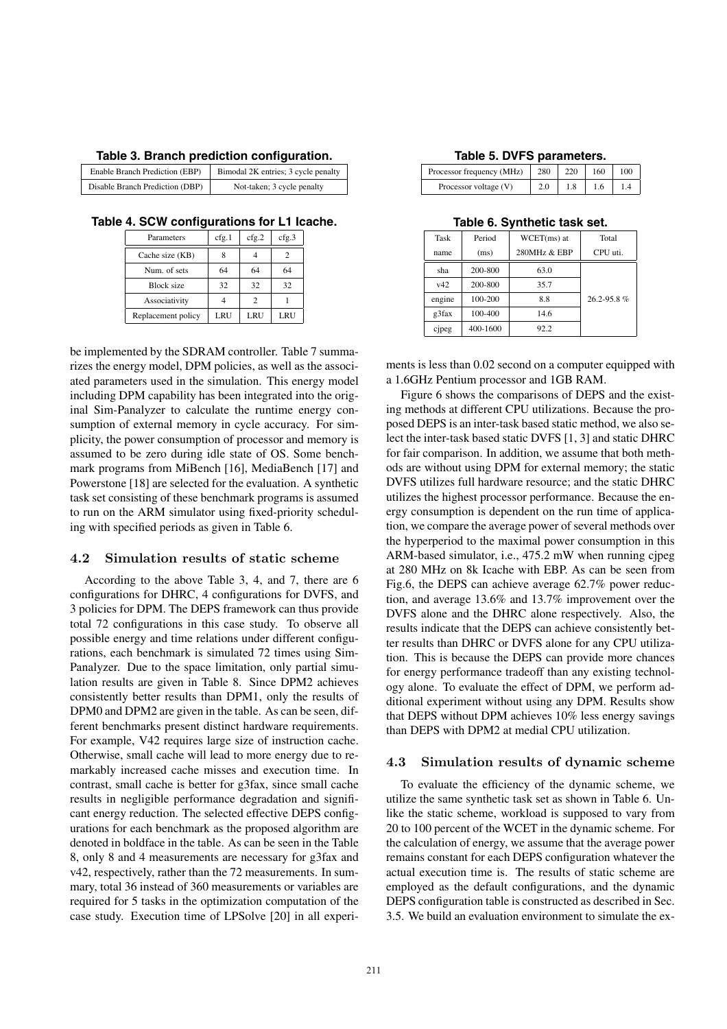**Table 3. Branch prediction configuration.**

| Enable Branch Prediction (EBP) | Bimodal 2K entries; 3 cycle penalty |
|---|---|
| Disable Branch Prediction (DBP) | Not-taken; 3 cycle penalty |

**Table 4. SCW configurations for L1 Icache.**

| Parameters | cfg.1 | cfg.2 | cfg.3 |
|---|---|---|---|
| Cache size (KB) | 8 | 4 | 2 |
| Num. of sets | 64 | 64 | 64 |
| Block size | 32 | 32 | 32 |
| Associativity | 4 | 2 | 1 |
| Replacement policy | LRU | LRU | LRU |

be implemented by the SDRAM controller. Table 7 summarizes the energy model, DPM policies, as well as the associated parameters used in the simulation. This energy model including DPM capability has been integrated into the original Sim-Panalyzer to calculate the runtime energy consumption of external memory in cycle accuracy. For simplicity, the power consumption of processor and memory is assumed to be zero during idle state of OS. Some benchmark programs from MiBench [16], MediaBench [17] and Powerstone [18] are selected for the evaluation. A synthetic task set consisting of these benchmark programs is assumed to run on the ARM simulator using fixed-priority scheduling with specified periods as given in Table 6.

### 4.2 Simulation results of static scheme

According to the above Table 3, 4, and 7, there are 6 configurations for DHRC, 4 configurations for DVFS, and 3 policies for DPM. The DEPS framework can thus provide total 72 configurations in this case study. To observe all possible energy and time relations under different configurations, each benchmark is simulated 72 times using Sim-Panalyzer. Due to the space limitation, only partial simulation results are given in Table 8. Since DPM2 achieves consistently better results than DPM1, only the results of DPM0 and DPM2 are given in the table. As can be seen, different benchmarks present distinct hardware requirements. For example, V42 requires large size of instruction cache. Otherwise, small cache will lead to more energy due to remarkably increased cache misses and execution time. In contrast, small cache is better for g3fax, since small cache results in negligible performance degradation and significant energy reduction. The selected effective DEPS configurations for each benchmark as the proposed algorithm are denoted in boldface in the table. As can be seen in the Table 8, only 8 and 4 measurements are necessary for g3fax and v42, respectively, rather than the 72 measurements. In summary, total 36 instead of 360 measurements or variables are required for 5 tasks in the optimization computation of the case study. Execution time of LPSolve [20] in all experiments is less than 0.02 second on a computer equipped with a 1.6GHz Pentium processor and 1GB RAM.

**Table 5. DVFS parameters.**

| Processor frequency (MHz) | 280 | 220 | 160 | 100 |
|---|---|---|---|---|
| Processor voltage (V) | 2.0 | 1.8 | 1.6 | 1.4 |

**Table 6. Synthetic task set.**

| Task name | Period (ms) | WCET(ms) at 280MHz & EBP | Total CPU uti. |
|---|---|---|---|
| sha | 200-800 | 63.0 | 26.2-95.8 % |
| v42 | 200-800 | 35.7 | |
| engine | 100-200 | 8.8 | |
| g3fax | 100-400 | 14.6 | |
| cjpeg | 400-1600 | 92.2 | |

Figure 6 shows the comparisons of DEPS and the existing methods at different CPU utilizations. Because the proposed DEPS is an inter-task based static method, we also select the inter-task based static DVFS [1, 3] and static DHRC for fair comparison. In addition, we assume that both methods are without using DPM for external memory; the static DVFS utilizes full hardware resource; and the static DHRC utilizes the highest processor performance. Because the energy consumption is dependent on the run time of application, we compare the average power of several methods over the hyperperiod to the maximal power consumption in this ARM-based simulator, i.e., 475.2 mW when running cjpeg at 280 MHz on 8k Icache with EBP. As can be seen from Fig.6, the DEPS can achieve average 62.7% power reduction, and average 13.6% and 13.7% improvement over the DVFS alone and the DHRC alone respectively. Also, the results indicate that the DEPS can achieve consistently better results than DHRC or DVFS alone for any CPU utilization. This is because the DEPS can provide more chances for energy performance tradeoff than any existing technology alone. To evaluate the effect of DPM, we perform additional experiment without using any DPM. Results show that DEPS without DPM achieves 10% less energy savings than DEPS with DPM2 at medial CPU utilization.

### 4.3 Simulation results of dynamic scheme

To evaluate the efficiency of the dynamic scheme, we utilize the same synthetic task set as shown in Table 6. Unlike the static scheme, workload is supposed to vary from 20 to 100 percent of the WCET in the dynamic scheme. For the calculation of energy, we assume that the average power remains constant for each DEPS configuration whatever the actual execution time is. The results of static scheme are employed as the default configurations, and the dynamic DEPS configuration table is constructed as described in Sec. 3.5. We build an evaluation environment to simulate the ex-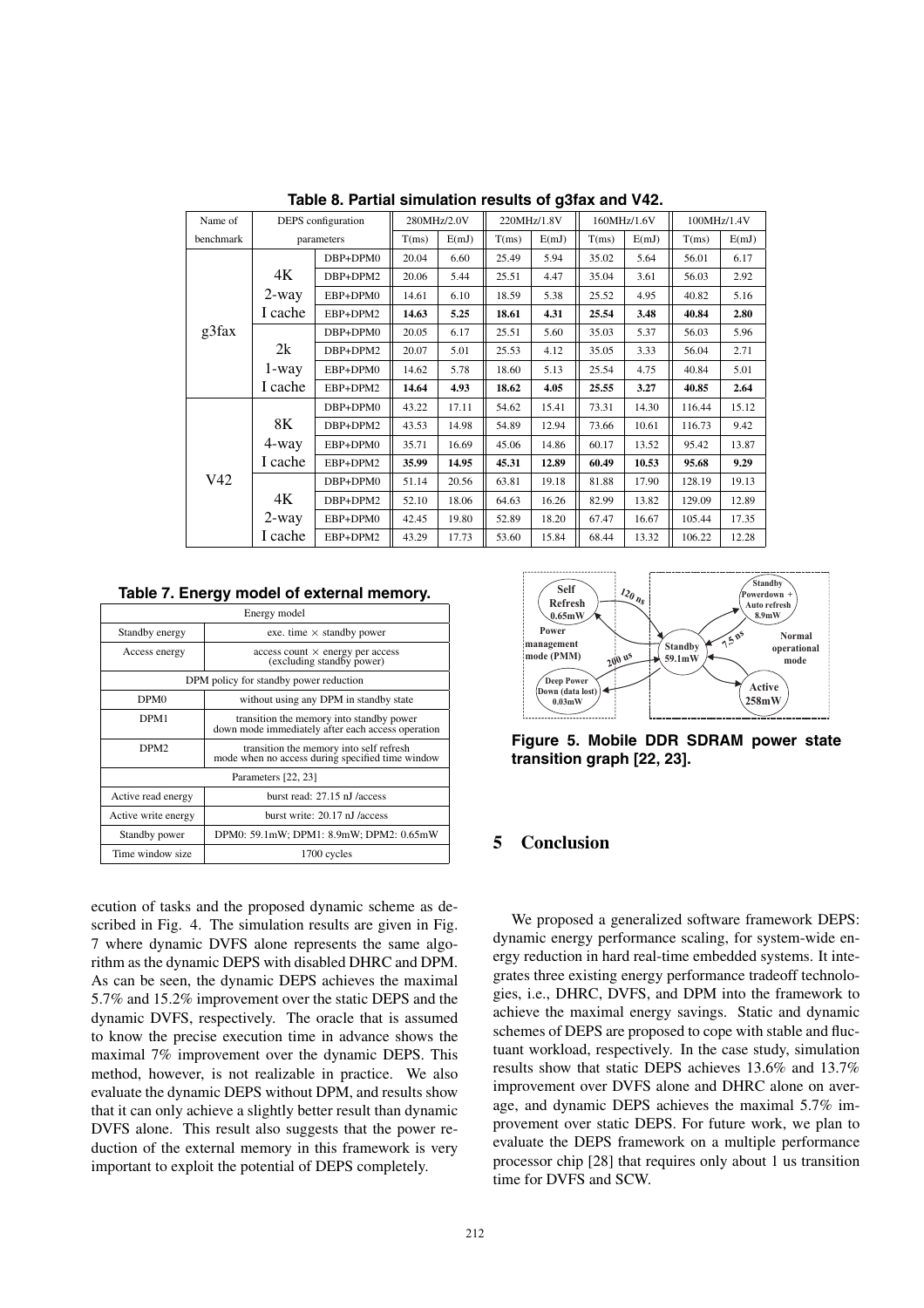**Table 8. Partial simulation results of g3fax and V42.**

| Name of | DEPS configuration | | 280MHz/2.0V | | 220MHz/1.8V | | 160MHz/1.6V | | 100MHz/1.4V | |
|---|---|---|---|---|---|---|---|---|---|---|
| benchmark | parameters | | T(ms) | E(mJ) | T(ms) | E(mJ) | T(ms) | E(mJ) | T(ms) | E(mJ) |
| g3fax | 4K 2-way I cache | DBP+DPM0 | 20.04 | 6.60 | 25.49 | 5.94 | 35.02 | 5.64 | 56.01 | 6.17 |
| | | DBP+DPM2 | 20.06 | 5.44 | 25.51 | 4.47 | 35.04 | 3.61 | 56.03 | 2.92 |
| | | EBP+DPM0 | 14.61 | 6.10 | 18.59 | 5.38 | 25.52 | 4.95 | 40.82 | 5.16 |
| | | EBP+DPM2 | **14.63** | **5.25** | **18.61** | **4.31** | **25.54** | **3.48** | **40.84** | **2.80** |
| | 2k 1-way I cache | DBP+DPM0 | 20.05 | 6.17 | 25.51 | 5.60 | 35.03 | 5.37 | 56.03 | 5.96 |
| | | DBP+DPM2 | 20.07 | 5.01 | 25.53 | 4.12 | 35.05 | 3.33 | 56.04 | 2.71 |
| | | EBP+DPM0 | 14.62 | 5.78 | 18.60 | 5.13 | 25.54 | 4.75 | 40.84 | 5.01 |
| | | EBP+DPM2 | **14.64** | **4.93** | **18.62** | **4.05** | **25.55** | **3.27** | **40.85** | **2.64** |
| V42 | 8K 4-way I cache | DBP+DPM0 | 43.22 | 17.11 | 54.62 | 15.41 | 73.31 | 14.30 | 116.44 | 15.12 |
| | | DBP+DPM2 | 43.53 | 14.98 | 54.89 | 12.94 | 73.66 | 10.61 | 116.73 | 9.42 |
| | | EBP+DPM0 | 35.71 | 16.69 | 45.06 | 14.86 | 60.17 | 13.52 | 95.42 | 13.87 |
| | | EBP+DPM2 | **35.99** | **14.95** | **45.31** | **12.89** | **60.49** | **10.53** | **95.68** | **9.29** |
| | 4K 2-way I cache | DBP+DPM0 | 51.14 | 20.56 | 63.81 | 19.18 | 81.88 | 17.90 | 128.19 | 19.13 |
| | | DBP+DPM2 | 52.10 | 18.06 | 64.63 | 16.26 | 82.99 | 13.82 | 129.09 | 12.89 |
| | | EBP+DPM0 | 42.45 | 19.80 | 52.89 | 18.20 | 67.47 | 16.67 | 105.44 | 17.35 |
| | | EBP+DPM2 | 43.29 | 17.73 | 53.60 | 15.84 | 68.44 | 13.32 | 106.22 | 12.28 |

**Table 7. Energy model of external memory.**

| Energy model | |
|---|---|
| Standby energy | exe. time × standby power |
| Access energy | access count × energy per access (excluding standby power) |
| **DPM policy for standby power reduction** | |
| DPM0 | without using any DPM in standby state |
| DPM1 | transition the memory into standby power down mode immediately after each access operation |
| DPM2 | transition the memory into self refresh mode when no access during specified time window |
| **Parameters [22, 23]** | |
| Active read energy | burst read: 27.15 nJ /access |
| Active write energy | burst write: 20.17 nJ /access |
| Standby power | DPM0: 59.1mW; DPM1: 8.9mW; DPM2: 0.65mW |
| Time window size | 1700 cycles |

ecution of tasks and the proposed dynamic scheme as described in Fig. 4. The simulation results are given in Fig. 7 where dynamic DVFS alone represents the same algorithm as the dynamic DEPS with disabled DHRC and DPM. As can be seen, the dynamic DEPS achieves the maximal 5.7% and 15.2% improvement over the static DEPS and the dynamic DVFS, respectively. The oracle that is assumed to know the precise execution time in advance shows the maximal 7% improvement over the dynamic DEPS. This method, however, is not realizable in practice. We also evaluate the dynamic DEPS without DPM, and results show that it can only achieve a slightly better result than dynamic DVFS alone. This result also suggests that the power reduction of the external memory in this framework is very important to exploit the potential of DEPS completely.

Figure 5. Mobile DDR SDRAM power state transition graph [22, 23].

## 5 Conclusion

We proposed a generalized software framework DEPS: dynamic energy performance scaling, for system-wide energy reduction in hard real-time embedded systems. It integrates three existing energy performance tradeoff technologies, i.e., DHRC, DVFS, and DPM into the framework to achieve the maximal energy savings. Static and dynamic schemes of DEPS are proposed to cope with stable and fluctuant workload, respectively. In the case study, simulation results show that static DEPS achieves 13.6% and 13.7% improvement over DVFS alone and DHRC alone on average, and dynamic DEPS achieves the maximal 5.7% improvement over static DEPS. For future work, we plan to evaluate the DEPS framework on a multiple performance processor chip [28] that requires only about 1 us transition time for DVFS and SCW.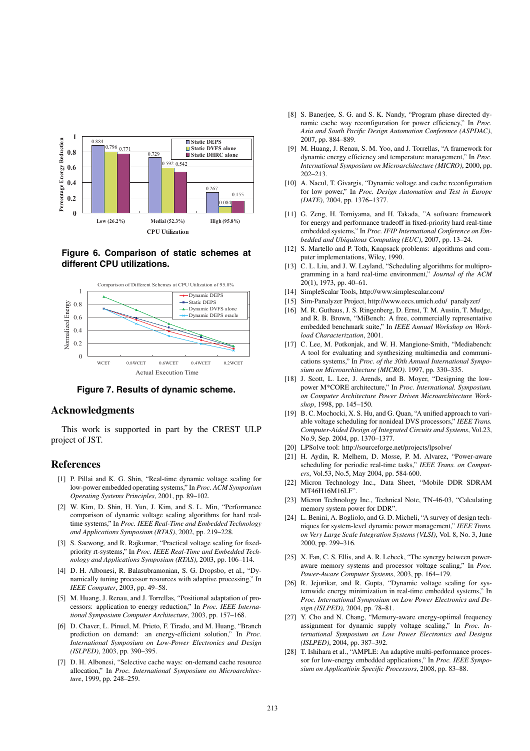1
0.8
0.6
0.4
0.2
0

Percentage Energy Reduction

0.884 0.796 0.771

0.729 0.592 0.542

0.267 0.084 0.155

Low (26.2%)
Medial (52.3%)
High (95.8%)

CPU Utilization

Static DEPS
Static DVFS alone
Static DHRC alone

**Figure 6. Comparison of static schemes at different CPU utilizations.**

Comparison of Different Schemes at CPU Utilization of 95.8%

1
0.8
0.6
0.4
0.2
0

Normalized Energy

WCET 0.8WCET 0.6WCET 0.4WCET 0.2WCET

Actual Execution Time

Dynamic DEPS
Static DEPS
Dynamic DVFS alone
Dynamic DEPS oracle

**Figure 7. Results of dynamic scheme.**

## Acknowledgments

This work is supported in part by the CREST ULP project of JST.

## References

[1] P. Pillai and K. G. Shin, "Real-time dynamic voltage scaling for low-power embedded operating systems," In *Proc. ACM Symposium Operating Systems Principles*, 2001, pp. 89–102.

[2] W. Kim, D. Shin, H. Yun, J. Kim, and S. L. Min, "Performance comparison of dynamic voltage scaling algorithms for hard real-time systems," In *Proc. IEEE Real-Time and Embedded Technology and Applications Symposium (RTAS)*, 2002, pp. 219–228.

[3] S. Saewong, and R. Rajkumar, "Practical voltage scaling for fixed-priority rt-systems," In *Proc. IEEE Real-Time and Embedded Technology and Applications Symposium (RTAS)*, 2003, pp. 106–114.

[4] D. H. Albonesi, R. Balasubramonian, S. G. Dropsbo, et al., "Dynamically tuning processor resources with adaptive processing," In *IEEE Computer*, 2003, pp. 49–58.

[5] M. Huang, J. Renau, and J. Torrellas, "Positional adaptation of processors: application to energy reduction," In *Proc. International Symposium Computer Architecture*, 2003, pp. 157–168.

[6] D. Chaver, L. Pinuel, M. Prieto, F. Tirado, and M. Huang, "Branch prediction on demand: an energy-efficient solution," In *Proc. International Symposium on Low-Power Electronics and Design (ISLPED)*, 2003, pp. 390–395.

[7] D. H. Albonesi, "Selective cache ways: on-demand cache resource allocation," In *Proc. International Symposium on Microarchitecture*, 1999, pp. 248–259.

[8] S. Banerjee, S. G. and S. K. Nandy, "Program phase directed dynamic cache way reconfiguration for power efficiency," In *Proc. Asia and South Pacific Design Automation Conference (ASPDAC)*, 2007, pp. 884–889.

[9] M. Huang, J. Renau, S. M. Yoo, and J. Torrellas, "A framework for dynamic energy efficiency and temperature management," In *Proc. International Symposium on Microarchitecture (MICRO)*, 2000, pp. 202–213.

[10] A. Nacul, T. Givargis, "Dynamic voltage and cache reconfiguration for low power," In *Proc. Design Automation and Test in Europe (DATE)*, 2004, pp. 1376–1377.

[11] G. Zeng, H. Tomiyama, and H. Takada, "A software framework for energy and performance tradeoff in fixed-priority hard real-time embedded systems," In *Proc. IFIP International Conference on Embedded and Ubiquitous Computing (EUC)*, 2007, pp. 13–24.

[12] S. Martello and P. Toth, Knapsack problems: algorithms and computer implementations, Wiley, 1990.

[13] C. L. Liu, and J. W. Layland, "Scheduling algorithms for multiprogramming in a hard real-time environment," *Journal of the ACM* 20(1), 1973, pp. 40–61.

[14] SimpleScalar Tools, http://www.simplescalar.com/

[15] Sim-Panalyzer Project, http://www.eecs.umich.edu/ panalyzer/

[16] M. R. Guthaus, J. S. Ringenberg, D. Ernst, T. M. Austin, T. Mudge, and R. B. Brown, "MiBench: A free, commercially representative embedded benchmark suite," In *IEEE Annual Workshop on Workload Characterization*, 2001.

[17] C. Lee, M. Potkonjak, and W. H. Mangione-Smith, "Mediabench: A tool for evaluating and synthesizing multimedia and communications systems," In *Proc. of the 30th Annual International Symposium on Microarchitecture (MICRO)*. 1997, pp. 330–335.

[18] J. Scott, L. Lee, J. Arends, and B. Moyer, "Designing the low-power M\*CORE architecture," In *Proc. International. Symposium. on Computer Architecture Power Driven Microarchitecture Workshop*, 1998, pp. 145–150.

[19] B. C. Mochocki, X. S. Hu, and G. Quan, "A unified approach to variable voltage scheduling for nonideal DVS processors," *IEEE Trans. Computer-Aided Design of Integrated Circuits and Systems*, Vol.23, No.9, Sep. 2004, pp. 1370–1377.

[20] LPSolve tool: http://sourceforge.net/projects/lpsolve/

[21] H. Aydin, R. Melhem, D. Mosse, P. M. Alvarez, "Power-aware scheduling for periodic real-time tasks," *IEEE Trans. on Computers*, Vol.53, No.5, May 2004, pp. 584-600.

[22] Micron Technology Inc., Data Sheet, "Mobile DDR SDRAM MT46H16M16LF".

[23] Micron Technology Inc., Technical Note, TN-46-03, "Calculating memory system power for DDR".

[24] L. Benini, A. Bogliolo, and G. D. Micheli, "A survey of design techniques for system-level dynamic power management," *IEEE Trans. on Very Large Scale Integration Systems (VLSI)*, Vol. 8, No. 3, June 2000, pp. 299–316.

[25] X. Fan, C. S. Ellis, and A. R. Lebeck, "The synergy between power-aware memory systems and processor voltage scaling," In *Proc. Power-Aware Computer Systems*, 2003, pp. 164–179.

[26] R. Jejurikar, and R. Gupta, "Dynamic voltage scaling for systemwide energy minimization in real-time embedded systems," In *Proc. International Symposium on Low Power Electronics and Design (ISLPED)*, 2004, pp. 78–81.

[27] Y. Cho and N. Chang, "Memory-aware energy-optimal frequency assignment for dynamic supply voltage scaling," In *Proc. International Symposium on Low Power Electronics and Designs (ISLPED)*, 2004, pp. 387–392.

[28] T. Ishihara et al., "AMPLE: An adaptive multi-performance processor for low-energy embedded applications," In *Proc. IEEE Symposium on Applicatioin Specific Processors*, 2008, pp. 83–88.